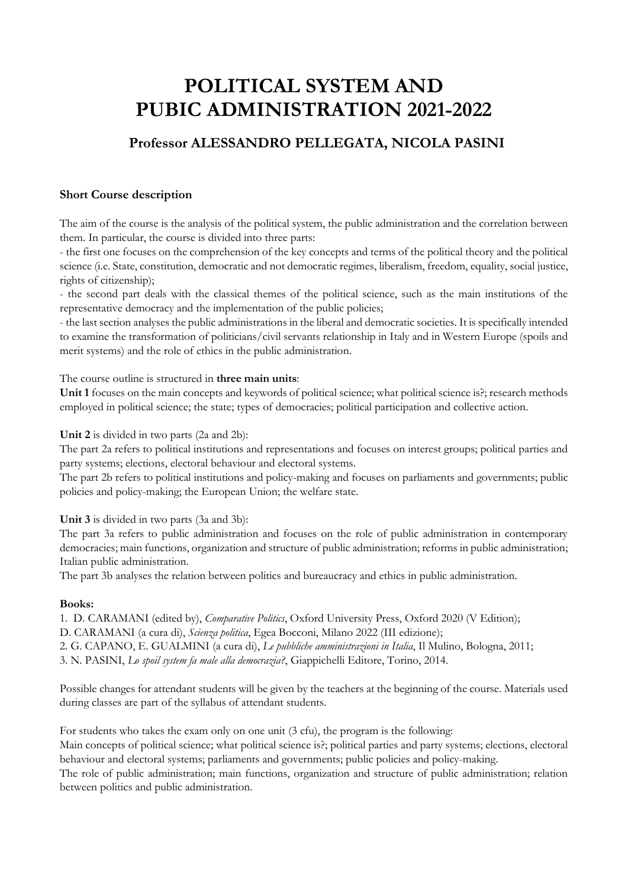# POLITICAL SYSTEM AND PUBIC ADMINISTRATION 2021-2022

## Professor ALESSANDRO PELLEGATA, NICOLA PASINI

**Short Course description**

The aim of the course is the analysis of the political system, the public administration and the correlation between them. In particular, the course is divided into three parts:

- the first one focuses on the comprehension of the key concepts and terms of the political theory and the political science (i.e. State, constitution, democratic and not democratic regimes, liberalism, freedom, equality, social justice, rights of citizenship);
- the second part deals with the classical themes of the political science, such as the main institutions of the representative democracy and the implementation of the public policies;
- the last section analyses the public administrations in the liberal and democratic societies. It is specifically intended to examine the transformation of politicians/civil servants relationship in Italy and in Western Europe (spoils and merit systems) and the role of ethics in the public administration.

The course outline is structured in **three main units**:

**Unit 1** focuses on the main concepts and keywords of political science; what political science is?; research methods employed in political science; the state; types of democracies; political participation and collective action.

**Unit 2** is divided in two parts (2a and 2b):

The part 2a refers to political institutions and representations and focuses on interest groups; political parties and party systems; elections, electoral behaviour and electoral systems.

The part 2b refers to political institutions and policy-making and focuses on parliaments and governments; public policies and policy-making; the European Union; the welfare state.

**Unit 3** is divided in two parts (3a and 3b):

The part 3a refers to public administration and focuses on the role of public administration in contemporary democracies; main functions, organization and structure of public administration; reforms in public administration; Italian public administration.

The part 3b analyses the relation between politics and bureaucracy and ethics in public administration.

**Books:**

1. D. CARAMANI (edited by), *Comparative Politics*, Oxford University Press, Oxford 2020 (V Edition);
   D. CARAMANI (a cura di), *Scienza politica*, Egea Bocconi, Milano 2022 (III edizione);
2. G. CAPANO, E. GUALMINI (a cura di), *Le pubbliche amministrazioni in Italia*, Il Mulino, Bologna, 2011;
3. N. PASINI, *Lo spoil system fa male alla democrazia?*, Giappichelli Editore, Torino, 2014.

Possible changes for attendant students will be given by the teachers at the beginning of the course. Materials used during classes are part of the syllabus of attendant students.

For students who takes the exam only on one unit (3 cfu), the program is the following:

Main concepts of political science; what political science is?; political parties and party systems; elections, electoral behaviour and electoral systems; parliaments and governments; public policies and policy-making.

The role of public administration; main functions, organization and structure of public administration; relation between politics and public administration.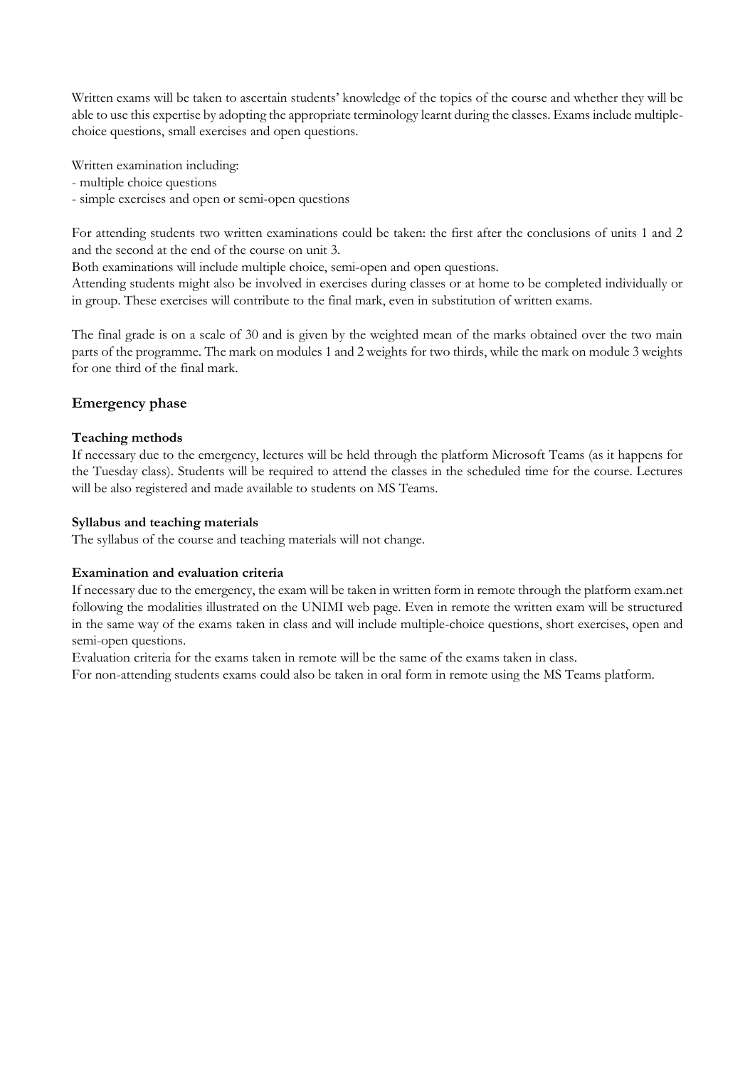Written exams will be taken to ascertain students' knowledge of the topics of the course and whether they will be able to use this expertise by adopting the appropriate terminology learnt during the classes. Exams include multiple-choice questions, small exercises and open questions.

Written examination including:
- multiple choice questions
- simple exercises and open or semi-open questions

For attending students two written examinations could be taken: the first after the conclusions of units 1 and 2 and the second at the end of the course on unit 3.
Both examinations will include multiple choice, semi-open and open questions.
Attending students might also be involved in exercises during classes or at home to be completed individually or in group. These exercises will contribute to the final mark, even in substitution of written exams.

The final grade is on a scale of 30 and is given by the weighted mean of the marks obtained over the two main parts of the programme. The mark on modules 1 and 2 weights for two thirds, while the mark on module 3 weights for one third of the final mark.

## Emergency phase

**Teaching methods**
If necessary due to the emergency, lectures will be held through the platform Microsoft Teams (as it happens for the Tuesday class). Students will be required to attend the classes in the scheduled time for the course. Lectures will be also registered and made available to students on MS Teams.

**Syllabus and teaching materials**
The syllabus of the course and teaching materials will not change.

**Examination and evaluation criteria**
If necessary due to the emergency, the exam will be taken in written form in remote through the platform exam.net following the modalities illustrated on the UNIMI web page. Even in remote the written exam will be structured in the same way of the exams taken in class and will include multiple-choice questions, short exercises, open and semi-open questions.
Evaluation criteria for the exams taken in remote will be the same of the exams taken in class.
For non-attending students exams could also be taken in oral form in remote using the MS Teams platform.